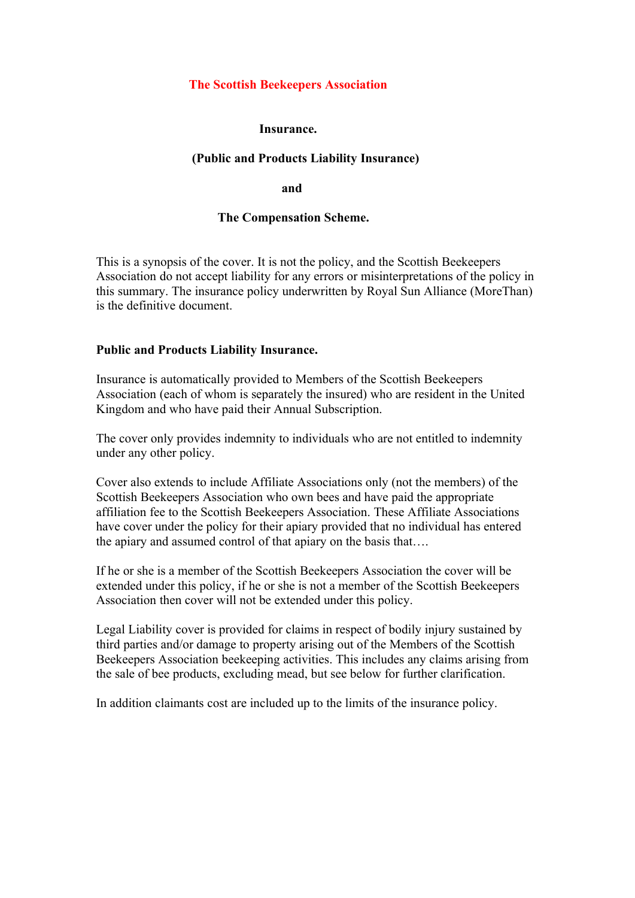# The Scottish Beekeepers Association

## Insurance.

## (Public and Products Liability Insurance)

## and

## The Compensation Scheme.

This is a synopsis of the cover. It is not the policy, and the Scottish Beekeepers Association do not accept liability for any errors or misinterpretations of the policy in this summary. The insurance policy underwritten by Royal Sun Alliance (MoreThan) is the definitive document.

### Public and Products Liability Insurance.

Insurance is automatically provided to Members of the Scottish Beekeepers Association (each of whom is separately the insured) who are resident in the United Kingdom and who have paid their Annual Subscription.

The cover only provides indemnity to individuals who are not entitled to indemnity under any other policy.

Cover also extends to include Affiliate Associations only (not the members) of the Scottish Beekeepers Association who own bees and have paid the appropriate affiliation fee to the Scottish Beekeepers Association. These Affiliate Associations have cover under the policy for their apiary provided that no individual has entered the apiary and assumed control of that apiary on the basis that….

If he or she is a member of the Scottish Beekeepers Association the cover will be extended under this policy, if he or she is not a member of the Scottish Beekeepers Association then cover will not be extended under this policy.

Legal Liability cover is provided for claims in respect of bodily injury sustained by third parties and/or damage to property arising out of the Members of the Scottish Beekeepers Association beekeeping activities. This includes any claims arising from the sale of bee products, excluding mead, but see below for further clarification.

In addition claimants cost are included up to the limits of the insurance policy.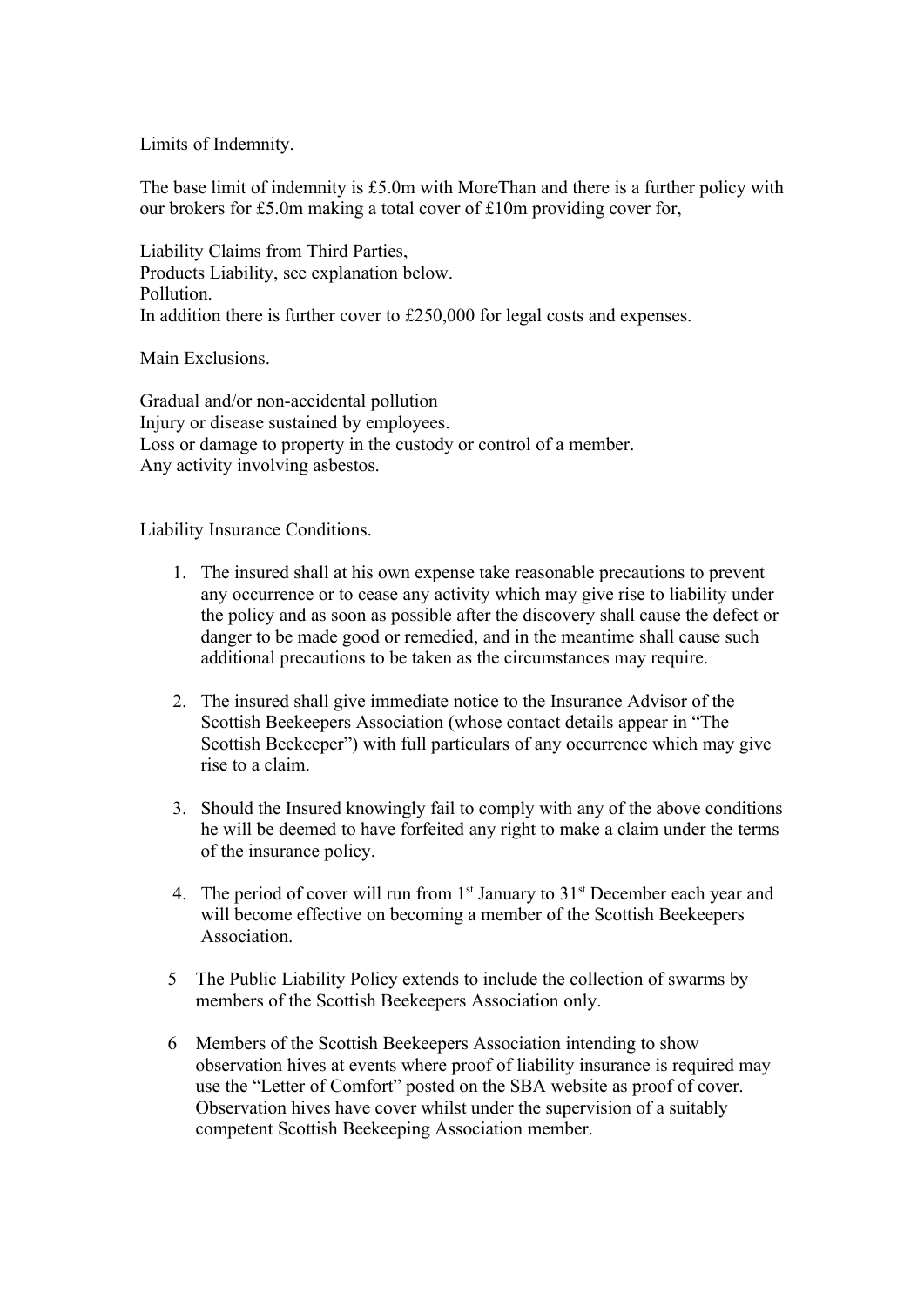Limits of Indemnity.

The base limit of indemnity is £5.0m with MoreThan and there is a further policy with our brokers for £5.0m making a total cover of £10m providing cover for,

Liability Claims from Third Parties,
Products Liability, see explanation below.
Pollution.
In addition there is further cover to £250,000 for legal costs and expenses.

Main Exclusions.

Gradual and/or non-accidental pollution
Injury or disease sustained by employees.
Loss or damage to property in the custody or control of a member.
Any activity involving asbestos.

Liability Insurance Conditions.

1. The insured shall at his own expense take reasonable precautions to prevent any occurrence or to cease any activity which may give rise to liability under the policy and as soon as possible after the discovery shall cause the defect or danger to be made good or remedied, and in the meantime shall cause such additional precautions to be taken as the circumstances may require.

2. The insured shall give immediate notice to the Insurance Advisor of the Scottish Beekeepers Association (whose contact details appear in "The Scottish Beekeeper") with full particulars of any occurrence which may give rise to a claim.

3. Should the Insured knowingly fail to comply with any of the above conditions he will be deemed to have forfeited any right to make a claim under the terms of the insurance policy.

4. The period of cover will run from 1st January to 31st December each year and will become effective on becoming a member of the Scottish Beekeepers Association.

5. The Public Liability Policy extends to include the collection of swarms by members of the Scottish Beekeepers Association only.

6. Members of the Scottish Beekeepers Association intending to show observation hives at events where proof of liability insurance is required may use the "Letter of Comfort" posted on the SBA website as proof of cover. Observation hives have cover whilst under the supervision of a suitably competent Scottish Beekeeping Association member.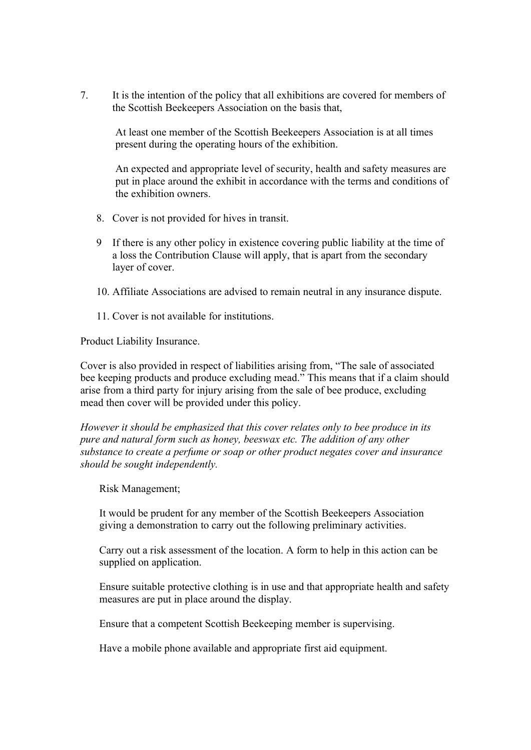7. It is the intention of the policy that all exhibitions are covered for members of the Scottish Beekeepers Association on the basis that,

   At least one member of the Scottish Beekeepers Association is at all times present during the operating hours of the exhibition.

   An expected and appropriate level of security, health and safety measures are put in place around the exhibit in accordance with the terms and conditions of the exhibition owners.

8. Cover is not provided for hives in transit.

9. If there is any other policy in existence covering public liability at the time of a loss the Contribution Clause will apply, that is apart from the secondary layer of cover.

10. Affiliate Associations are advised to remain neutral in any insurance dispute.

11. Cover is not available for institutions.

Product Liability Insurance.

Cover is also provided in respect of liabilities arising from, "The sale of associated bee keeping products and produce excluding mead." This means that if a claim should arise from a third party for injury arising from the sale of bee produce, excluding mead then cover will be provided under this policy.

*However it should be emphasized that this cover relates only to bee produce in its pure and natural form such as honey, beeswax etc. The addition of any other substance to create a perfume or soap or other product negates cover and insurance should be sought independently.*

Risk Management;

It would be prudent for any member of the Scottish Beekeepers Association giving a demonstration to carry out the following preliminary activities.

Carry out a risk assessment of the location. A form to help in this action can be supplied on application.

Ensure suitable protective clothing is in use and that appropriate health and safety measures are put in place around the display.

Ensure that a competent Scottish Beekeeping member is supervising.

Have a mobile phone available and appropriate first aid equipment.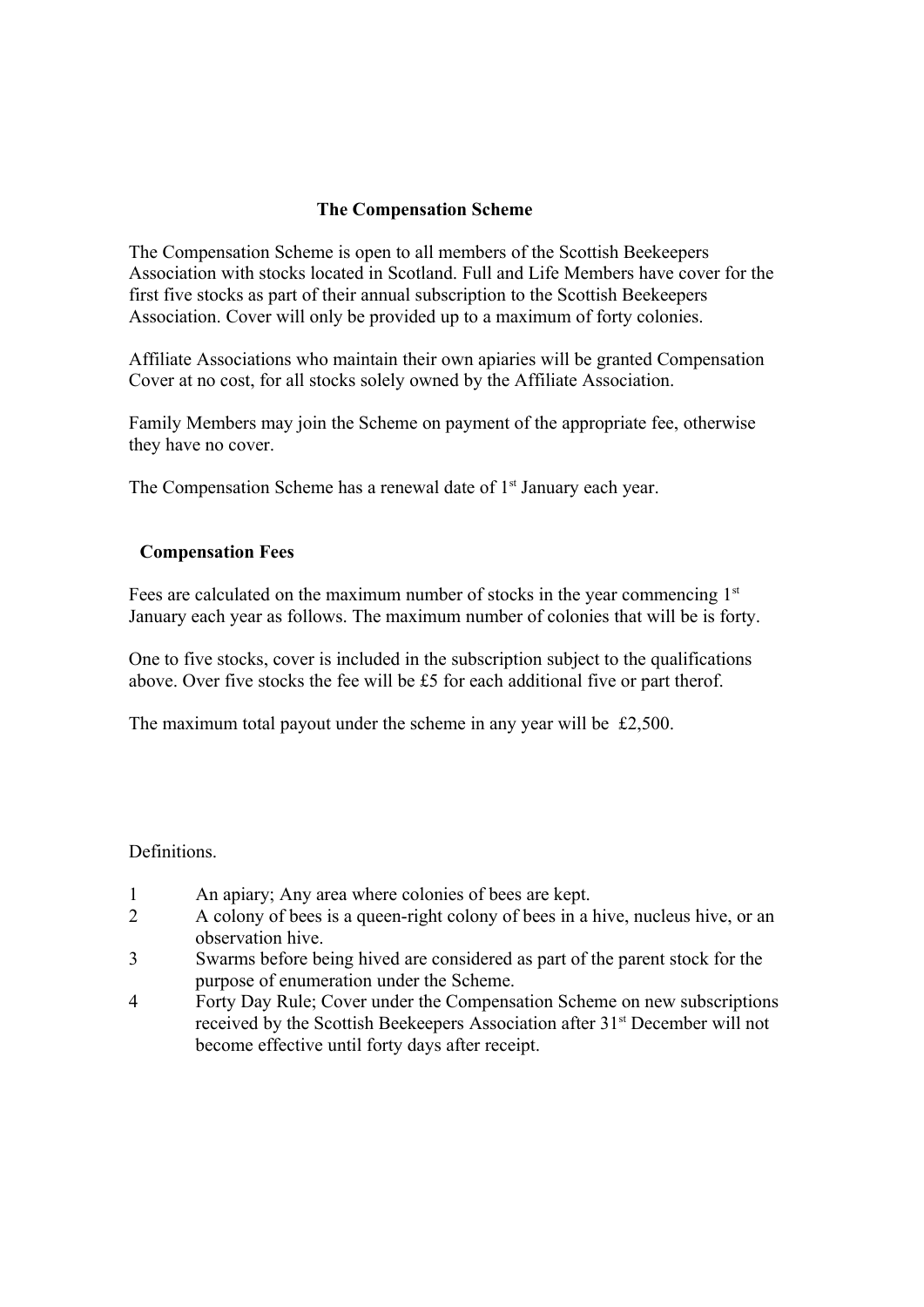## The Compensation Scheme

The Compensation Scheme is open to all members of the Scottish Beekeepers Association with stocks located in Scotland. Full and Life Members have cover for the first five stocks as part of their annual subscription to the Scottish Beekeepers Association. Cover will only be provided up to a maximum of forty colonies.

Affiliate Associations who maintain their own apiaries will be granted Compensation Cover at no cost, for all stocks solely owned by the Affiliate Association.

Family Members may join the Scheme on payment of the appropriate fee, otherwise they have no cover.

The Compensation Scheme has a renewal date of 1st January each year.

### Compensation Fees

Fees are calculated on the maximum number of stocks in the year commencing 1st January each year as follows. The maximum number of colonies that will be is forty.

One to five stocks, cover is included in the subscription subject to the qualifications above. Over five stocks the fee will be £5 for each additional five or part therof.

The maximum total payout under the scheme in any year will be £2,500.

Definitions.

1. An apiary; Any area where colonies of bees are kept.
2. A colony of bees is a queen-right colony of bees in a hive, nucleus hive, or an observation hive.
3. Swarms before being hived are considered as part of the parent stock for the purpose of enumeration under the Scheme.
4. Forty Day Rule; Cover under the Compensation Scheme on new subscriptions received by the Scottish Beekeepers Association after 31st December will not become effective until forty days after receipt.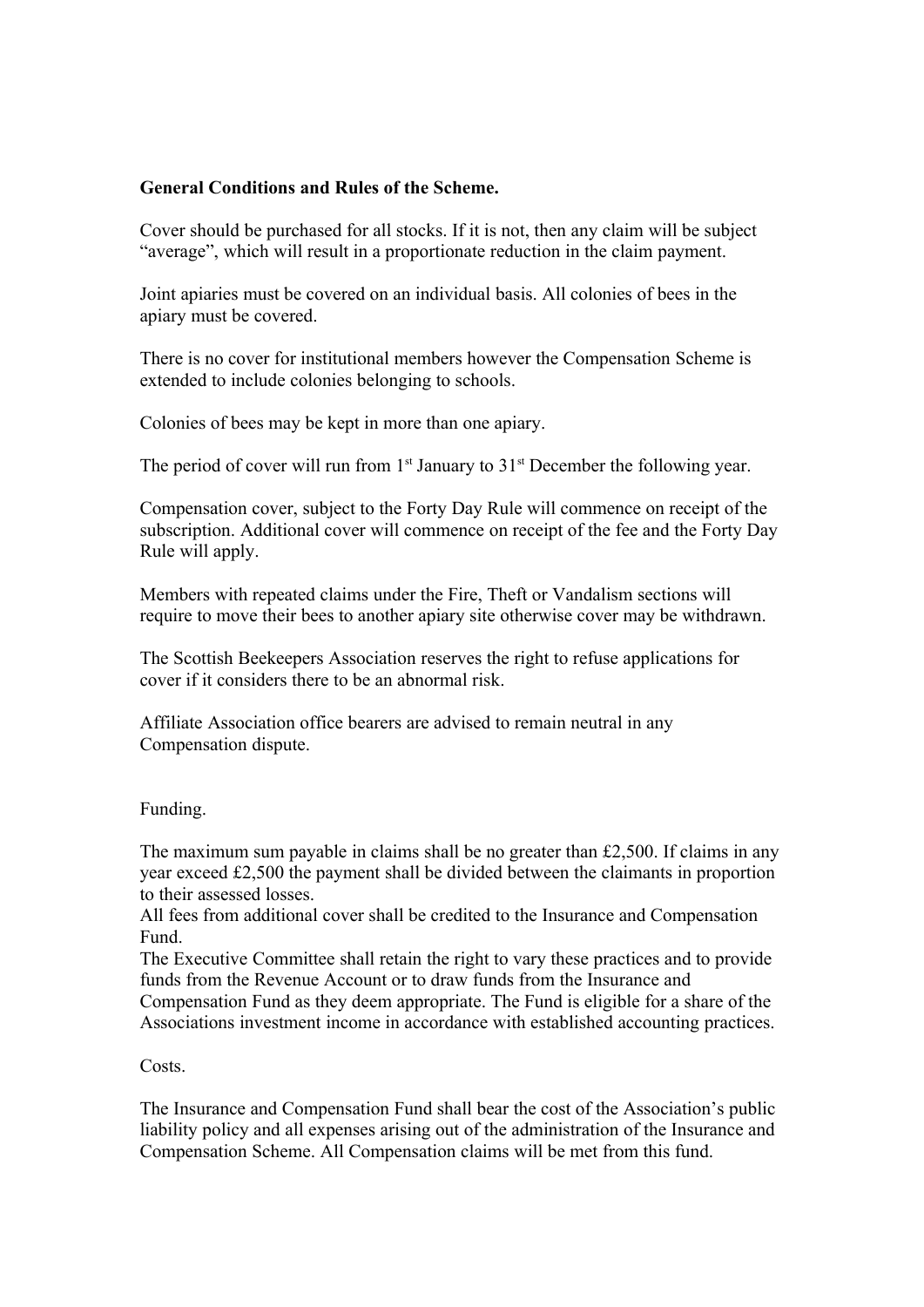**General Conditions and Rules of the Scheme.**

Cover should be purchased for all stocks. If it is not, then any claim will be subject "average", which will result in a proportionate reduction in the claim payment.

Joint apiaries must be covered on an individual basis. All colonies of bees in the apiary must be covered.

There is no cover for institutional members however the Compensation Scheme is extended to include colonies belonging to schools.

Colonies of bees may be kept in more than one apiary.

The period of cover will run from 1st January to 31st December the following year.

Compensation cover, subject to the Forty Day Rule will commence on receipt of the subscription. Additional cover will commence on receipt of the fee and the Forty Day Rule will apply.

Members with repeated claims under the Fire, Theft or Vandalism sections will require to move their bees to another apiary site otherwise cover may be withdrawn.

The Scottish Beekeepers Association reserves the right to refuse applications for cover if it considers there to be an abnormal risk.

Affiliate Association office bearers are advised to remain neutral in any Compensation dispute.

Funding.

The maximum sum payable in claims shall be no greater than £2,500. If claims in any year exceed £2,500 the payment shall be divided between the claimants in proportion to their assessed losses.
All fees from additional cover shall be credited to the Insurance and Compensation Fund.
The Executive Committee shall retain the right to vary these practices and to provide funds from the Revenue Account or to draw funds from the Insurance and Compensation Fund as they deem appropriate. The Fund is eligible for a share of the Associations investment income in accordance with established accounting practices.

Costs.

The Insurance and Compensation Fund shall bear the cost of the Association's public liability policy and all expenses arising out of the administration of the Insurance and Compensation Scheme. All Compensation claims will be met from this fund.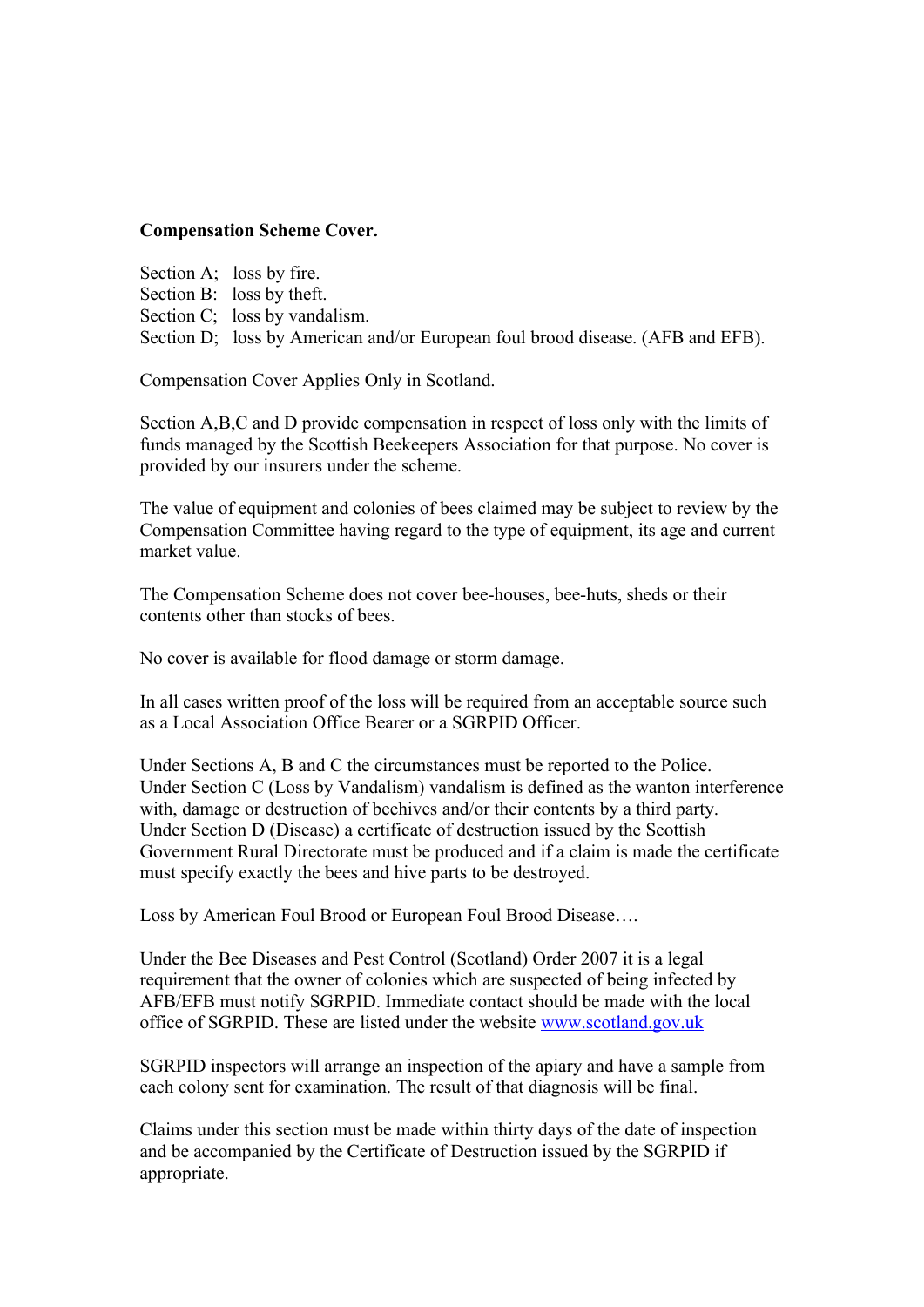**Compensation Scheme Cover.**

Section A; loss by fire.
Section B: loss by theft.
Section C; loss by vandalism.
Section D; loss by American and/or European foul brood disease. (AFB and EFB).

Compensation Cover Applies Only in Scotland.

Section A,B,C and D provide compensation in respect of loss only with the limits of funds managed by the Scottish Beekeepers Association for that purpose. No cover is provided by our insurers under the scheme.

The value of equipment and colonies of bees claimed may be subject to review by the Compensation Committee having regard to the type of equipment, its age and current market value.

The Compensation Scheme does not cover bee-houses, bee-huts, sheds or their contents other than stocks of bees.

No cover is available for flood damage or storm damage.

In all cases written proof of the loss will be required from an acceptable source such as a Local Association Office Bearer or a SGRPID Officer.

Under Sections A, B and C the circumstances must be reported to the Police.
Under Section C (Loss by Vandalism) vandalism is defined as the wanton interference with, damage or destruction of beehives and/or their contents by a third party.
Under Section D (Disease) a certificate of destruction issued by the Scottish Government Rural Directorate must be produced and if a claim is made the certificate must specify exactly the bees and hive parts to be destroyed.

Loss by American Foul Brood or European Foul Brood Disease….

Under the Bee Diseases and Pest Control (Scotland) Order 2007 it is a legal requirement that the owner of colonies which are suspected of being infected by AFB/EFB must notify SGRPID. Immediate contact should be made with the local office of SGRPID. These are listed under the website www.scotland.gov.uk

SGRPID inspectors will arrange an inspection of the apiary and have a sample from each colony sent for examination. The result of that diagnosis will be final.

Claims under this section must be made within thirty days of the date of inspection and be accompanied by the Certificate of Destruction issued by the SGRPID if appropriate.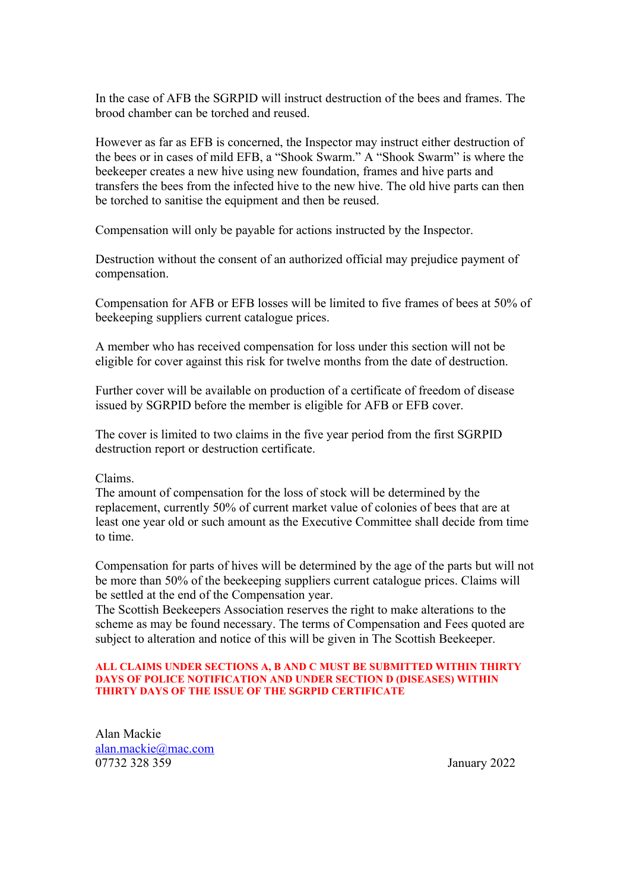In the case of AFB the SGRPID will instruct destruction of the bees and frames. The brood chamber can be torched and reused.

However as far as EFB is concerned, the Inspector may instruct either destruction of the bees or in cases of mild EFB, a "Shook Swarm." A "Shook Swarm" is where the beekeeper creates a new hive using new foundation, frames and hive parts and transfers the bees from the infected hive to the new hive. The old hive parts can then be torched to sanitise the equipment and then be reused.

Compensation will only be payable for actions instructed by the Inspector.

Destruction without the consent of an authorized official may prejudice payment of compensation.

Compensation for AFB or EFB losses will be limited to five frames of bees at 50% of beekeeping suppliers current catalogue prices.

A member who has received compensation for loss under this section will not be eligible for cover against this risk for twelve months from the date of destruction.

Further cover will be available on production of a certificate of freedom of disease issued by SGRPID before the member is eligible for AFB or EFB cover.

The cover is limited to two claims in the five year period from the first SGRPID destruction report or destruction certificate.

Claims.
The amount of compensation for the loss of stock will be determined by the replacement, currently 50% of current market value of colonies of bees that are at least one year old or such amount as the Executive Committee shall decide from time to time.

Compensation for parts of hives will be determined by the age of the parts but will not be more than 50% of the beekeeping suppliers current catalogue prices. Claims will be settled at the end of the Compensation year.
The Scottish Beekeepers Association reserves the right to make alterations to the scheme as may be found necessary. The terms of Compensation and Fees quoted are subject to alteration and notice of this will be given in The Scottish Beekeeper.

**ALL CLAIMS UNDER SECTIONS A, B AND C MUST BE SUBMITTED WITHIN THIRTY DAYS OF POLICE NOTIFICATION AND UNDER SECTION D (DISEASES) WITHIN THIRTY DAYS OF THE ISSUE OF THE SGRPID CERTIFICATE**

Alan Mackie
alan.mackie@mac.com
07732 328 359

January 2022